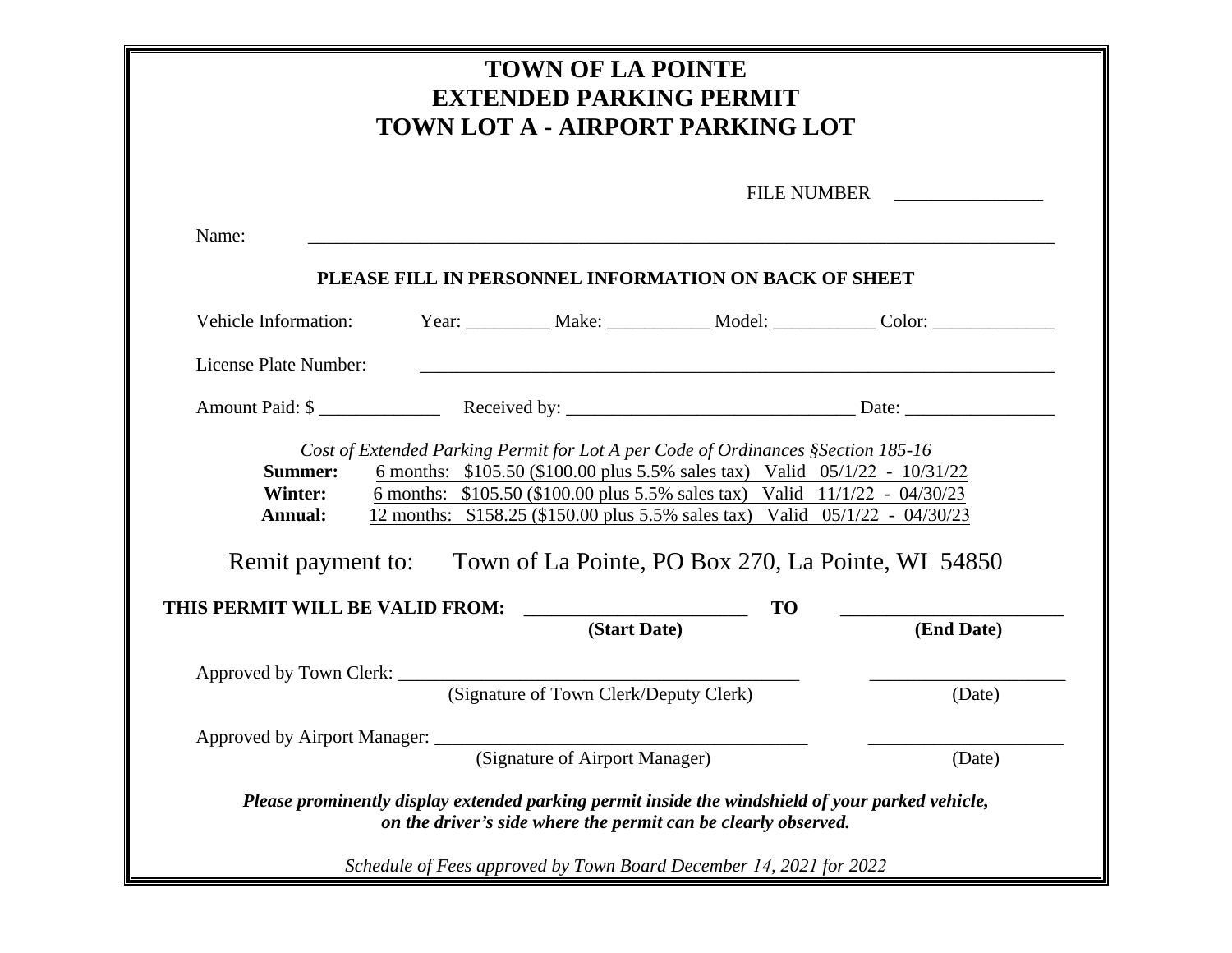# TOWN OF LA POINTE
# EXTENDED PARKING PERMIT
# TOWN LOT A - AIRPORT PARKING LOT

FILE NUMBER ________________

Name: ____________________________________________________________________________________

**PLEASE FILL IN PERSONNEL INFORMATION ON BACK OF SHEET**

Vehicle Information: Year: _________ Make: ___________ Model: ___________ Color: _____________

License Plate Number: ______________________________________________________________________

Amount Paid: $ _____________ Received by: _______________________________ Date: ________________

*Cost of Extended Parking Permit for Lot A per Code of Ordinances §Section 185-16*

**Summer:** 6 months: $105.50 ($100.00 plus 5.5% sales tax) Valid 05/1/22 - 10/31/22

**Winter:** 6 months: $105.50 ($100.00 plus 5.5% sales tax) Valid 11/1/22 - 04/30/23

**Annual:** 12 months: $158.25 ($150.00 plus 5.5% sales tax) Valid 05/1/22 - 04/30/23

Remit payment to: Town of La Pointe, PO Box 270, La Pointe, WI 54850

**THIS PERMIT WILL BE VALID FROM:** ________________________ **TO** ________________________

**(Start Date)** **(End Date)**

Approved by Town Clerk: ___________________________________________ ____________________

(Signature of Town Clerk/Deputy Clerk) (Date)

Approved by Airport Manager: _________________________________________ ____________________

(Signature of Airport Manager) (Date)

***Please prominently display extended parking permit inside the windshield of your parked vehicle, on the driver's side where the permit can be clearly observed.***

*Schedule of Fees approved by Town Board December 14, 2021 for 2022*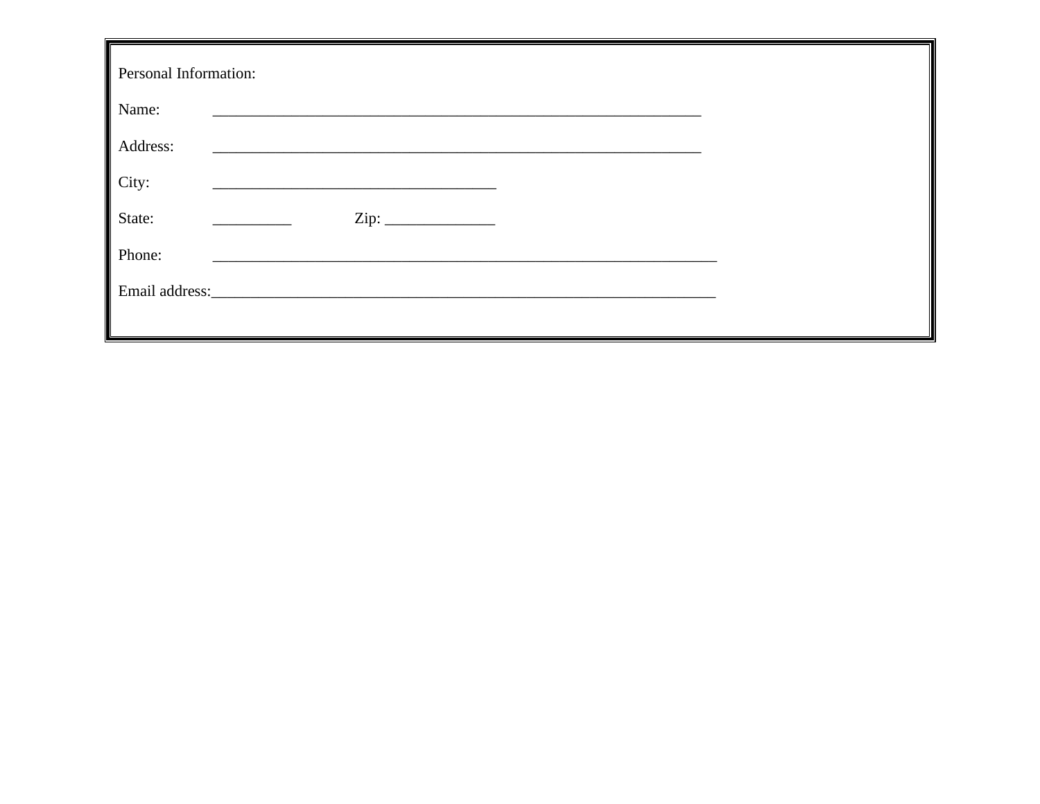Personal Information:

Name: ________________________________________________________________

Address: ________________________________________________________________

City: _____________________________________

State: __________ Zip: ______________

Phone: __________________________________________________________________

Email address:__________________________________________________________________